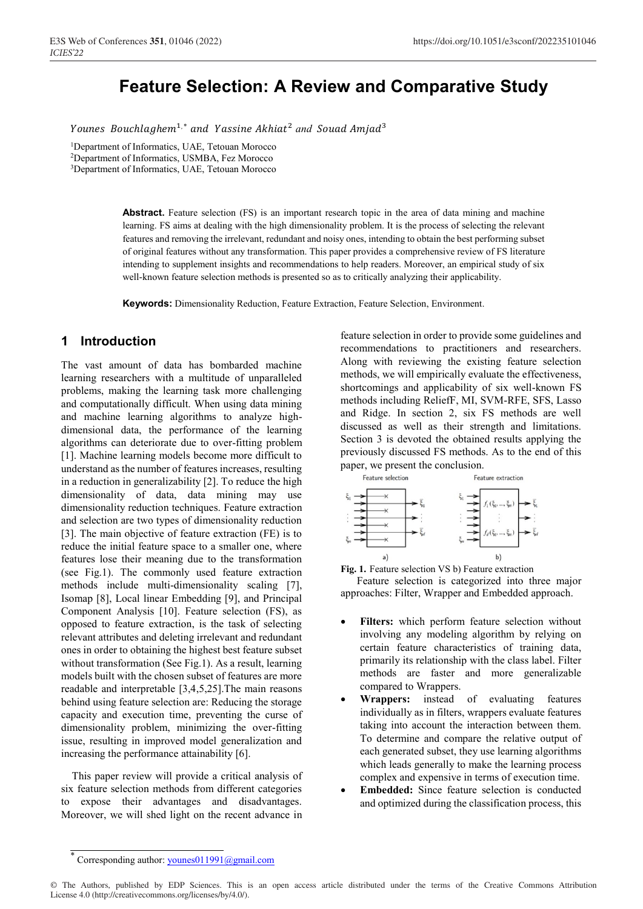# Feature Selection: A Review and Comparative Study

*Younes Bouchlaghem*[1,*] *and Yassine Akhiat*[2] *and Souad Amjad*[3]

[1]Department of Informatics, UAE, Tetouan Morocco
[2]Department of Informatics, USMBA, Fez Morocco
[3]Department of Informatics, UAE, Tetouan Morocco

**Abstract.** Feature selection (FS) is an important research topic in the area of data mining and machine learning. FS aims at dealing with the high dimensionality problem. It is the process of selecting the relevant features and removing the irrelevant, redundant and noisy ones, intending to obtain the best performing subset of original features without any transformation. This paper provides a comprehensive review of FS literature intending to supplement insights and recommendations to help readers. Moreover, an empirical study of six well-known feature selection methods is presented so as to critically analyzing their applicability.

**Keywords:** Dimensionality Reduction, Feature Extraction, Feature Selection, Environment.

## 1 Introduction

The vast amount of data has bombarded machine learning researchers with a multitude of unparalleled problems, making the learning task more challenging and computationally difficult. When using data mining and machine learning algorithms to analyze high-dimensional data, the performance of the learning algorithms can deteriorate due to over-fitting problem [1]. Machine learning models become more difficult to understand as the number of features increases, resulting in a reduction in generalizability [2]. To reduce the high dimensionality of data, data mining may use dimensionality reduction techniques. Feature extraction and selection are two types of dimensionality reduction [3]. The main objective of feature extraction (FE) is to reduce the initial feature space to a smaller one, where features lose their meaning due to the transformation (see Fig.1). The commonly used feature extraction methods include multi-dimensionality scaling [7], Isomap [8], Local linear Embedding [9], and Principal Component Analysis [10]. Feature selection (FS), as opposed to feature extraction, is the task of selecting relevant attributes and deleting irrelevant and redundant ones in order to obtaining the highest best feature subset without transformation (See Fig.1). As a result, learning models built with the chosen subset of features are more readable and interpretable [3,4,5,25].The main reasons behind using feature selection are: Reducing the storage capacity and execution time, preventing the curse of dimensionality problem, minimizing the over-fitting issue, resulting in improved model generalization and increasing the performance attainability [6].

This paper review will provide a critical analysis of six feature selection methods from different categories to expose their advantages and disadvantages. Moreover, we will shed light on the recent advance in feature selection in order to provide some guidelines and recommendations to practitioners and researchers. Along with reviewing the existing feature selection methods, we will empirically evaluate the effectiveness, shortcomings and applicability of six well-known FS methods including ReliefF, MI, SVM-RFE, SFS, Lasso and Ridge. In section 2, six FS methods are well discussed as well as their strength and limitations. Section 3 is devoted the obtained results applying the previously discussed FS methods. As to the end of this paper, we present the conclusion.

**Fig. 1.** Feature selection VS b) Feature extraction

Feature selection is categorized into three major approaches: Filter, Wrapper and Embedded approach.

- **Filters:** which perform feature selection without involving any modeling algorithm by relying on certain feature characteristics of training data, primarily its relationship with the class label. Filter methods are faster and more generalizable compared to Wrappers.
- **Wrappers:** instead of evaluating features individually as in filters, wrappers evaluate features taking into account the interaction between them. To determine and compare the relative output of each generated subset, they use learning algorithms which leads generally to make the learning process complex and expensive in terms of execution time.
- **Embedded:** Since feature selection is conducted and optimized during the classification process, this

[*] Corresponding author: younes011991@gmail.com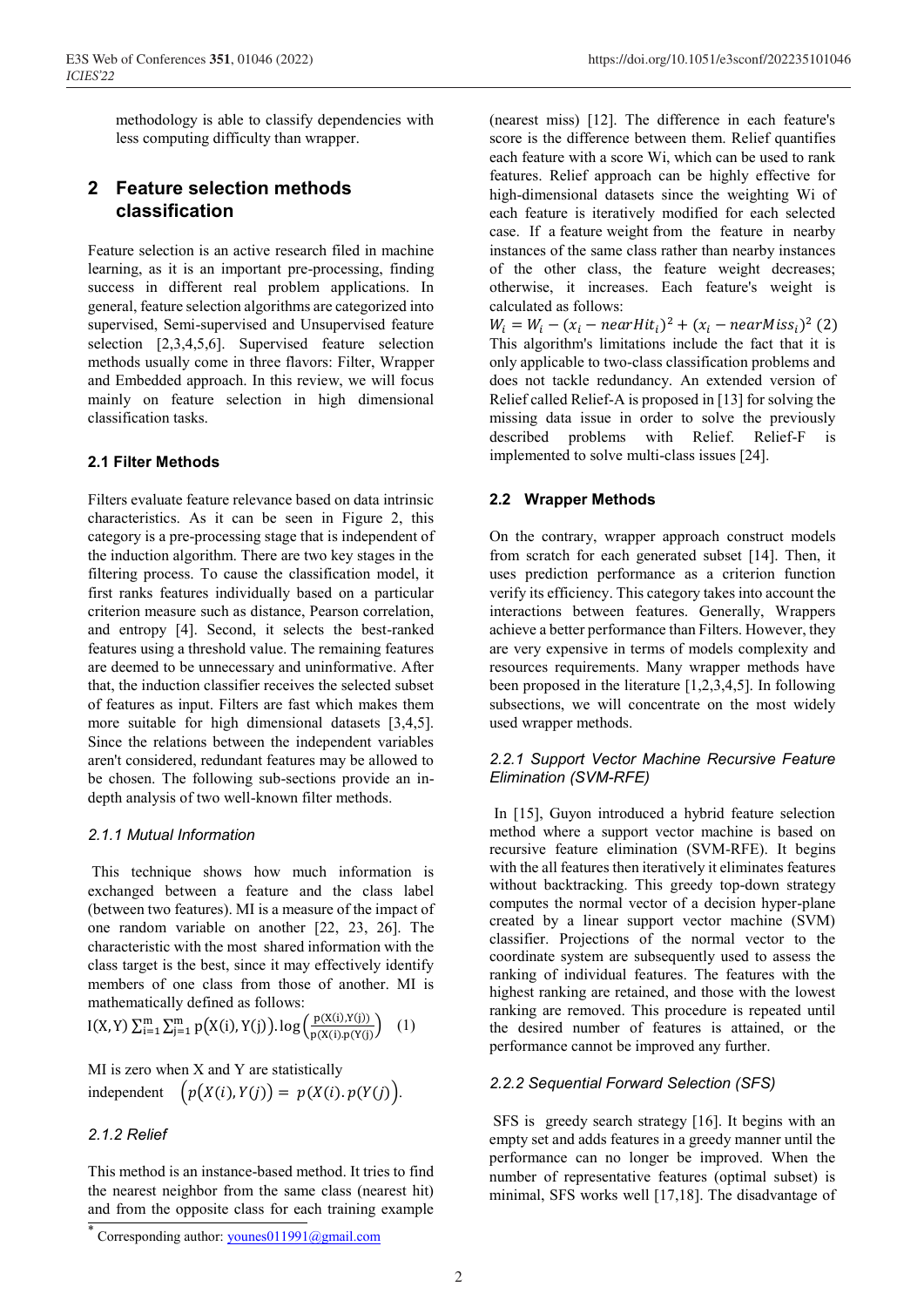methodology is able to classify dependencies with less computing difficulty than wrapper.

## 2 Feature selection methods classification

Feature selection is an active research filed in machine learning, as it is an important pre-processing, finding success in different real problem applications. In general, feature selection algorithms are categorized into supervised, Semi-supervised and Unsupervised feature selection [2,3,4,5,6]. Supervised feature selection methods usually come in three flavors: Filter, Wrapper and Embedded approach. In this review, we will focus mainly on feature selection in high dimensional classification tasks.

### 2.1 Filter Methods

Filters evaluate feature relevance based on data intrinsic characteristics. As it can be seen in Figure 2, this category is a pre-processing stage that is independent of the induction algorithm. There are two key stages in the filtering process. To cause the classification model, it first ranks features individually based on a particular criterion measure such as distance, Pearson correlation, and entropy [4]. Second, it selects the best-ranked features using a threshold value. The remaining features are deemed to be unnecessary and uninformative. After that, the induction classifier receives the selected subset of features as input. Filters are fast which makes them more suitable for high dimensional datasets [3,4,5]. Since the relations between the independent variables aren't considered, redundant features may be allowed to be chosen. The following sub-sections provide an in-depth analysis of two well-known filter methods.

#### *2.1.1 Mutual Information*

This technique shows how much information is exchanged between a feature and the class label (between two features). MI is a measure of the impact of one random variable on another [22, 23, 26]. The characteristic with the most shared information with the class target is the best, since it may effectively identify members of one class from those of another. MI is mathematically defined as follows:

$$I(X, Y) \sum_{i=1}^{m} \sum_{j=1}^{m} p\big(X(i), Y(j)\big).\log\left(\frac{p(X(i), Y(j))}{p(X(i).p(Y(j))}\right) \quad (1)$$

MI is zero when X and Y are statistically independent $\big(p(X(i), Y(j)) = p(X(i).p(Y(j))\big)$.

#### *2.1.2 Relief*

This method is an instance-based method. It tries to find the nearest neighbor from the same class (nearest hit) and from the opposite class for each training example (nearest miss) [12]. The difference in each feature's score is the difference between them. Relief quantifies each feature with a score Wi, which can be used to rank features. Relief approach can be highly effective for high-dimensional datasets since the weighting Wi of each feature is iteratively modified for each selected case. If a feature weight from the feature in nearby instances of the same class rather than nearby instances of the other class, the feature weight decreases; otherwise, it increases. Each feature's weight is calculated as follows:

$$W_i = W_i - (x_i - nearHit_i)^2 + (x_i - nearMiss_i)^2 \quad (2)$$

This algorithm's limitations include the fact that it is only applicable to two-class classification problems and does not tackle redundancy. An extended version of Relief called Relief-A is proposed in [13] for solving the missing data issue in order to solve the previously described problems with Relief. Relief-F is implemented to solve multi-class issues [24].

### 2.2 Wrapper Methods

On the contrary, wrapper approach construct models from scratch for each generated subset [14]. Then, it uses prediction performance as a criterion function verify its efficiency. This category takes into account the interactions between features. Generally, Wrappers achieve a better performance than Filters. However, they are very expensive in terms of models complexity and resources requirements. Many wrapper methods have been proposed in the literature [1,2,3,4,5]. In following subsections, we will concentrate on the most widely used wrapper methods.

#### *2.2.1 Support Vector Machine Recursive Feature Elimination (SVM-RFE)*

In [15], Guyon introduced a hybrid feature selection method where a support vector machine is based on recursive feature elimination (SVM-RFE). It begins with the all features then iteratively it eliminates features without backtracking. This greedy top-down strategy computes the normal vector of a decision hyper-plane created by a linear support vector machine (SVM) classifier. Projections of the normal vector to the coordinate system are subsequently used to assess the ranking of individual features. The features with the highest ranking are retained, and those with the lowest ranking are removed. This procedure is repeated until the desired number of features is attained, or the performance cannot be improved any further.

#### *2.2.2 Sequential Forward Selection (SFS)*

SFS is greedy search strategy [16]. It begins with an empty set and adds features in a greedy manner until the performance can no longer be improved. When the number of representative features (optimal subset) is minimal, SFS works well [17,18]. The disadvantage of

---

* Corresponding author: younes011991@gmail.com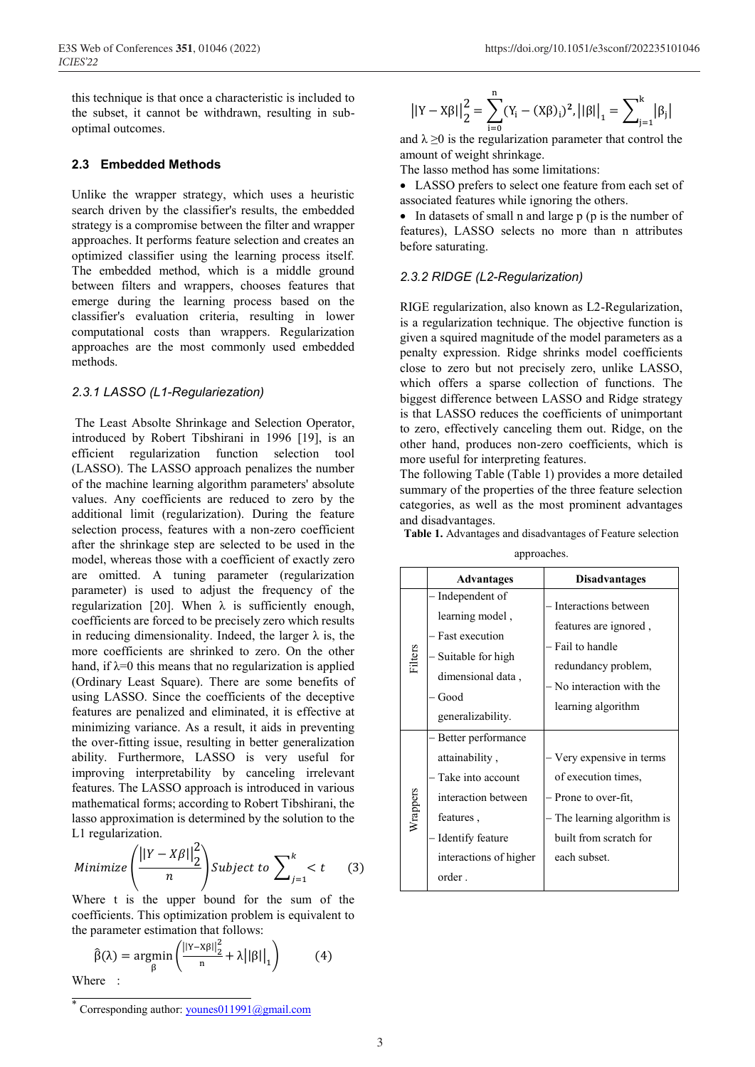this technique is that once a characteristic is included to the subset, it cannot be withdrawn, resulting in sub-optimal outcomes.

### 2.3 Embedded Methods

Unlike the wrapper strategy, which uses a heuristic search driven by the classifier's results, the embedded strategy is a compromise between the filter and wrapper approaches. It performs feature selection and creates an optimized classifier using the learning process itself. The embedded method, which is a middle ground between filters and wrappers, chooses features that emerge during the learning process based on the classifier's evaluation criteria, resulting in lower computational costs than wrappers. Regularization approaches are the most commonly used embedded methods.

#### *2.3.1 LASSO (L1-Regulariezation)*

The Least Absolte Shrinkage and Selection Operator, introduced by Robert Tibshirani in 1996 [19], is an efficient regularization function selection tool (LASSO). The LASSO approach penalizes the number of the machine learning algorithm parameters' absolute values. Any coefficients are reduced to zero by the additional limit (regularization). During the feature selection process, features with a non-zero coefficient after the shrinkage step are selected to be used in the model, whereas those with a coefficient of exactly zero are omitted. A tuning parameter (regularization parameter) is used to adjust the frequency of the regularization [20]. When $\lambda$ is sufficiently enough, coefficients are forced to be precisely zero which results in reducing dimensionality. Indeed, the larger $\lambda$ is, the more coefficients are shrinked to zero. On the other hand, if $\lambda$=0 this means that no regularization is applied (Ordinary Least Square). There are some benefits of using LASSO. Since the coefficients of the deceptive features are penalized and eliminated, it is effective at minimizing variance. As a result, it aids in preventing the over-fitting issue, resulting in better generalization ability. Furthermore, LASSO is very useful for improving interpretability by canceling irrelevant features. The LASSO approach is introduced in various mathematical forms; according to Robert Tibshirani, the lasso approximation is determined by the solution to the L1 regularization.

$$Minimize\left(\frac{||Y-X\beta||_2^2}{n}\right) Subject\ to \sum_{j=1}^{k} < t \qquad (3)$$

Where t is the upper bound for the sum of the coefficients. This optimization problem is equivalent to the parameter estimation that follows:

$$\hat{\beta}(\lambda) = \underset{\beta}{\operatorname{argmin}}\left(\frac{||Y-X\beta||_2^2}{n} + \lambda||\beta||_1\right) \qquad (4)$$

Where :

$$||Y-X\beta||_2^2 = \sum_{i=0}^{n}(Y_i-(X\beta)_i)^2, ||\beta||_1 = \sum_{j=1}^{k}|\beta_j|$$

and $\lambda \geq 0$ is the regularization parameter that control the amount of weight shrinkage.

The lasso method has some limitations:

- LASSO prefers to select one feature from each set of associated features while ignoring the others.
- In datasets of small n and large p (p is the number of features), LASSO selects no more than n attributes before saturating.

#### *2.3.2 RIDGE (L2-Regularization)*

RIGE regularization, also known as L2-Regularization, is a regularization technique. The objective function is given a squired magnitude of the model parameters as a penalty expression. Ridge shrinks model coefficients close to zero but not precisely zero, unlike LASSO, which offers a sparse collection of functions. The biggest difference between LASSO and Ridge strategy is that LASSO reduces the coefficients of unimportant to zero, effectively canceling them out. Ridge, on the other hand, produces non-zero coefficients, which is more useful for interpreting features.

The following Table (Table 1) provides a more detailed summary of the properties of the three feature selection categories, as well as the most prominent advantages and disadvantages.

**Table 1.** Advantages and disadvantages of Feature selection approaches.

| | Advantages | Disadvantages |
|---|---|---|
| Filters | – Independent of learning model ,<br>– Fast execution<br>– Suitable for high dimensional data ,<br>– Good generalizability. | – Interactions between features are ignored ,<br>– Fail to handle redundancy problem,<br>– No interaction with the learning algorithm |
| Wrappers | – Better performance attainability ,<br>– Take into account interaction between features ,<br>– Identify feature interactions of higher order . | – Very expensive in terms of execution times,<br>– Prone to over-fit,<br>– The learning algorithm is built from scratch for each subset. |

* Corresponding author: younes011991@gmail.com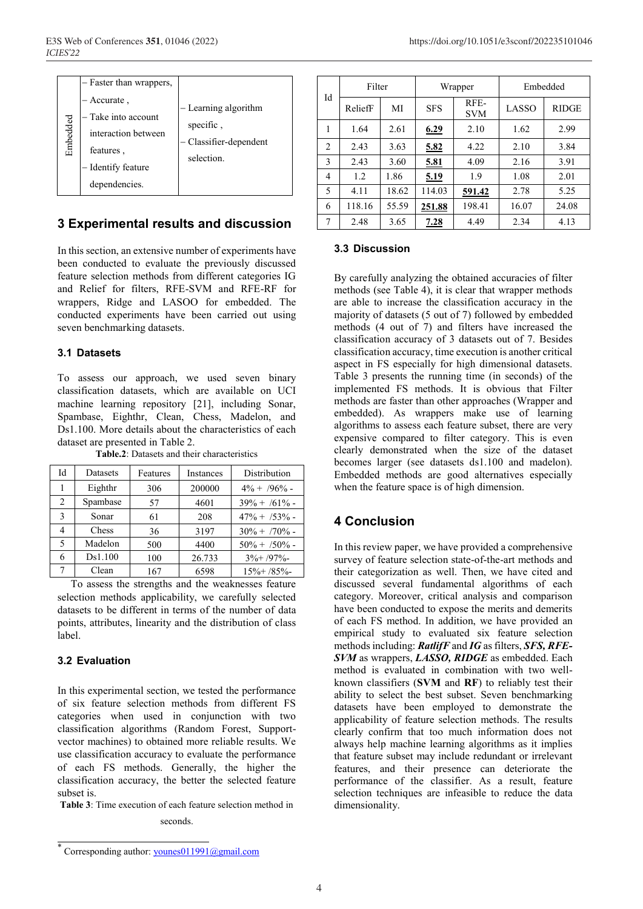| | | |
|---|---|---|
| Embedded | – Faster than wrappers, – Accurate , – Take into account interaction between features , – Identify feature dependencies. | – Learning algorithm specific , – Classifier-dependent selection. |

## 3 Experimental results and discussion

In this section, an extensive number of experiments have been conducted to evaluate the previously discussed feature selection methods from different categories IG and Relief for filters, RFE-SVM and RFE-RF for wrappers, Ridge and LASOO for embedded. The conducted experiments have been carried out using seven benchmarking datasets.

### 3.1 Datasets

To assess our approach, we used seven binary classification datasets, which are available on UCI machine learning repository [21], including Sonar, Spambase, Eighthr, Clean, Chess, Madelon, and Ds1.100. More details about the characteristics of each dataset are presented in Table 2.

**Table.2**: Datasets and their characteristics

| Id | Datasets | Features | Instances | Distribution |
|---|---|---|---|---|
| 1 | Eighthr | 306 | 200000 | 4% + /96% - |
| 2 | Spambase | 57 | 4601 | 39% + /61% - |
| 3 | Sonar | 61 | 208 | 47% + /53% - |
| 4 | Chess | 36 | 3197 | 30% + /70% - |
| 5 | Madelon | 500 | 4400 | 50% + /50% - |
| 6 | Ds1.100 | 100 | 26.733 | 3%+ /97%- |
| 7 | Clean | 167 | 6598 | 15%+ /85%- |

To assess the strengths and the weaknesses feature selection methods applicability, we carefully selected datasets to be different in terms of the number of data points, attributes, linearity and the distribution of class label.

### 3.2 Evaluation

In this experimental section, we tested the performance of six feature selection methods from different FS categories when used in conjunction with two classification algorithms (Random Forest, Support-vector machines) to obtained more reliable results. We use classification accuracy to evaluate the performance of each FS methods. Generally, the higher the classification accuracy, the better the selected feature subset is.

**Table 3**: Time execution of each feature selection method in seconds.

| Id | Filter | | Wrapper | | Embedded | |
|---|---|---|---|---|---|---|
| | ReliefF | MI | SFS | RFE-SVM | LASSO | RIDGE |
| 1 | 1.64 | 2.61 | **6.29** | 2.10 | 1.62 | 2.99 |
| 2 | 2.43 | 3.63 | **5.82** | 4.22 | 2.10 | 3.84 |
| 3 | 2.43 | 3.60 | **5.81** | 4.09 | 2.16 | 3.91 |
| 4 | 1.2 | 1.86 | **5.19** | 1.9 | 1.08 | 2.01 |
| 5 | 4.11 | 18.62 | 114.03 | **591.42** | 2.78 | 5.25 |
| 6 | 118.16 | 55.59 | **251.88** | 198.41 | 16.07 | 24.08 |
| 7 | 2.48 | 3.65 | **7.28** | 4.49 | 2.34 | 4.13 |

### 3.3 Discussion

By carefully analyzing the obtained accuracies of filter methods (see Table 4), it is clear that wrapper methods are able to increase the classification accuracy in the majority of datasets (5 out of 7) followed by embedded methods (4 out of 7) and filters have increased the classification accuracy of 3 datasets out of 7. Besides classification accuracy, time execution is another critical aspect in FS especially for high dimensional datasets. Table 3 presents the running time (in seconds) of the implemented FS methods. It is obvious that Filter methods are faster than other approaches (Wrapper and embedded). As wrappers make use of learning algorithms to assess each feature subset, there are very expensive compared to filter category. This is even clearly demonstrated when the size of the dataset becomes larger (see datasets ds1.100 and madelon). Embedded methods are good alternatives especially when the feature space is of high dimension.

## 4 Conclusion

In this review paper, we have provided a comprehensive survey of feature selection state-of-the-art methods and their categorization as well. Then, we have cited and discussed several fundamental algorithms of each category. Moreover, critical analysis and comparison have been conducted to expose the merits and demerits of each FS method. In addition, we have provided an empirical study to evaluated six feature selection methods including: ***RatlifF*** and ***IG*** as filters, ***SFS, RFE-SVM*** as wrappers, ***LASSO, RIDGE*** as embedded. Each method is evaluated in combination with two well-known classifiers (**SVM** and **RF**) to reliably test their ability to select the best subset. Seven benchmarking datasets have been employed to demonstrate the applicability of feature selection methods. The results clearly confirm that too much information does not always help machine learning algorithms as it implies that feature subset may include redundant or irrelevant features, and their presence can deteriorate the performance of the classifier. As a result, feature selection techniques are infeasible to reduce the data dimensionality.

---

* Corresponding author: younes011991@gmail.com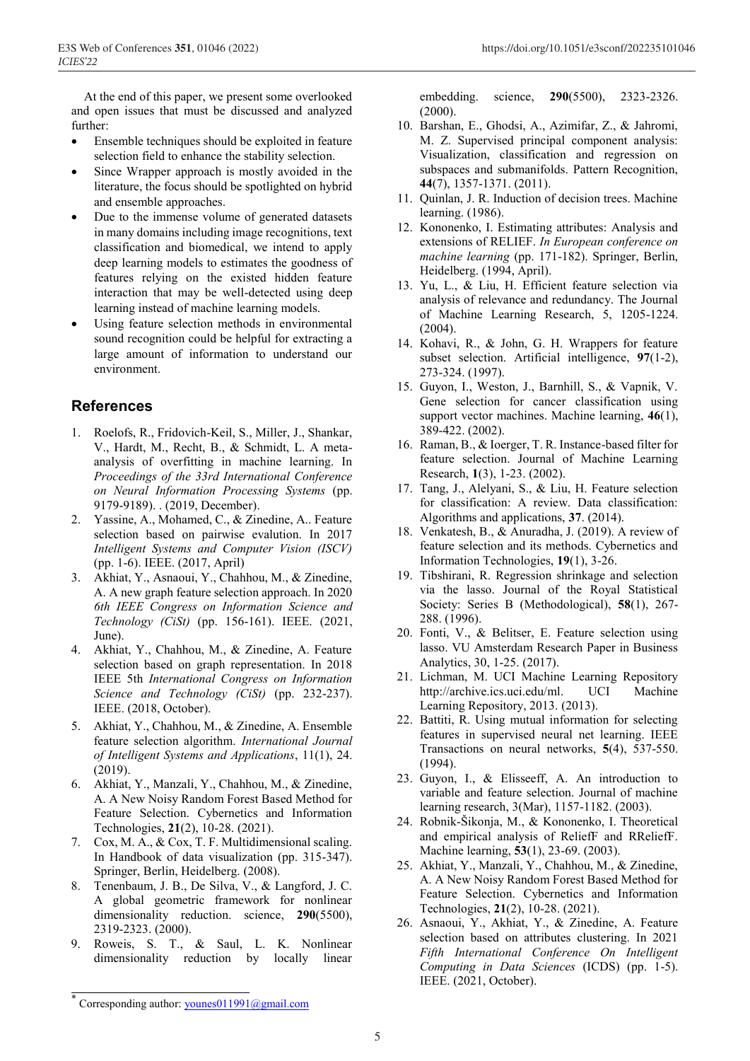At the end of this paper, we present some overlooked and open issues that must be discussed and analyzed further:

- Ensemble techniques should be exploited in feature selection field to enhance the stability selection.
- Since Wrapper approach is mostly avoided in the literature, the focus should be spotlighted on hybrid and ensemble approaches.
- Due to the immense volume of generated datasets in many domains including image recognitions, text classification and biomedical, we intend to apply deep learning models to estimates the goodness of features relying on the existed hidden feature interaction that may be well-detected using deep learning instead of machine learning models.
- Using feature selection methods in environmental sound recognition could be helpful for extracting a large amount of information to understand our environment.

## References

1. Roelofs, R., Fridovich-Keil, S., Miller, J., Shankar, V., Hardt, M., Recht, B., & Schmidt, L. A meta-analysis of overfitting in machine learning. In *Proceedings of the 33rd International Conference on Neural Information Processing Systems* (pp. 9179-9189). . (2019, December).
2. Yassine, A., Mohamed, C., & Zinedine, A.. Feature selection based on pairwise evalution. In 2017 *Intelligent Systems and Computer Vision (ISCV)* (pp. 1-6). IEEE. (2017, April)
3. Akhiat, Y., Asnaoui, Y., Chahhou, M., & Zinedine, A. A new graph feature selection approach. In 2020 *6th IEEE Congress on Information Science and Technology (CiSt)* (pp. 156-161). IEEE. (2021, June).
4. Akhiat, Y., Chahhou, M., & Zinedine, A. Feature selection based on graph representation. In 2018 IEEE 5th *International Congress on Information Science and Technology (CiSt)* (pp. 232-237). IEEE. (2018, October).
5. Akhiat, Y., Chahhou, M., & Zinedine, A. Ensemble feature selection algorithm. *International Journal of Intelligent Systems and Applications*, 11(1), 24. (2019).
6. Akhiat, Y., Manzali, Y., Chahhou, M., & Zinedine, A. A New Noisy Random Forest Based Method for Feature Selection. Cybernetics and Information Technologies, **21**(2), 10-28. (2021).
7. Cox, M. A., & Cox, T. F. Multidimensional scaling. In Handbook of data visualization (pp. 315-347). Springer, Berlin, Heidelberg. (2008).
8. Tenenbaum, J. B., De Silva, V., & Langford, J. C. A global geometric framework for nonlinear dimensionality reduction. science, **290**(5500), 2319-2323. (2000).
9. Roweis, S. T., & Saul, L. K. Nonlinear dimensionality reduction by locally linear embedding. science, **290**(5500), 2323-2326. (2000).
10. Barshan, E., Ghodsi, A., Azimifar, Z., & Jahromi, M. Z. Supervised principal component analysis: Visualization, classification and regression on subspaces and submanifolds. Pattern Recognition, **44**(7), 1357-1371. (2011).
11. Quinlan, J. R. Induction of decision trees. Machine learning. (1986).
12. Kononenko, I. Estimating attributes: Analysis and extensions of RELIEF. *In European conference on machine learning* (pp. 171-182). Springer, Berlin, Heidelberg. (1994, April).
13. Yu, L., & Liu, H. Efficient feature selection via analysis of relevance and redundancy. The Journal of Machine Learning Research, 5, 1205-1224. (2004).
14. Kohavi, R., & John, G. H. Wrappers for feature subset selection. Artificial intelligence, **97**(1-2), 273-324. (1997).
15. Guyon, I., Weston, J., Barnhill, S., & Vapnik, V. Gene selection for cancer classification using support vector machines. Machine learning, **46**(1), 389-422. (2002).
16. Raman, B., & Ioerger, T. R. Instance-based filter for feature selection. Journal of Machine Learning Research, **1**(3), 1-23. (2002).
17. Tang, J., Alelyani, S., & Liu, H. Feature selection for classification: A review. Data classification: Algorithms and applications, **37**. (2014).
18. Venkatesh, B., & Anuradha, J. (2019). A review of feature selection and its methods. Cybernetics and Information Technologies, **19**(1), 3-26.
19. Tibshirani, R. Regression shrinkage and selection via the lasso. Journal of the Royal Statistical Society: Series B (Methodological), **58**(1), 267-288. (1996).
20. Fonti, V., & Belitser, E. Feature selection using lasso. VU Amsterdam Research Paper in Business Analytics, 30, 1-25. (2017).
21. Lichman, M. UCI Machine Learning Repository http://archive.ics.uci.edu/ml. UCI Machine Learning Repository, 2013. (2013).
22. Battiti, R. Using mutual information for selecting features in supervised neural net learning. IEEE Transactions on neural networks, **5**(4), 537-550. (1994).
23. Guyon, I., & Elisseeff, A. An introduction to variable and feature selection. Journal of machine learning research, 3(Mar), 1157-1182. (2003).
24. Robnik-Šikonja, M., & Kononenko, I. Theoretical and empirical analysis of ReliefF and RReliefF. Machine learning, **53**(1), 23-69. (2003).
25. Akhiat, Y., Manzali, Y., Chahhou, M., & Zinedine, A. A New Noisy Random Forest Based Method for Feature Selection. Cybernetics and Information Technologies, **21**(2), 10-28. (2021).
26. Asnaoui, Y., Akhiat, Y., & Zinedine, A. Feature selection based on attributes clustering. In 2021 *Fifth International Conference On Intelligent Computing in Data Sciences* (ICDS) (pp. 1-5). IEEE. (2021, October).

* Corresponding author: younes011991@gmail.com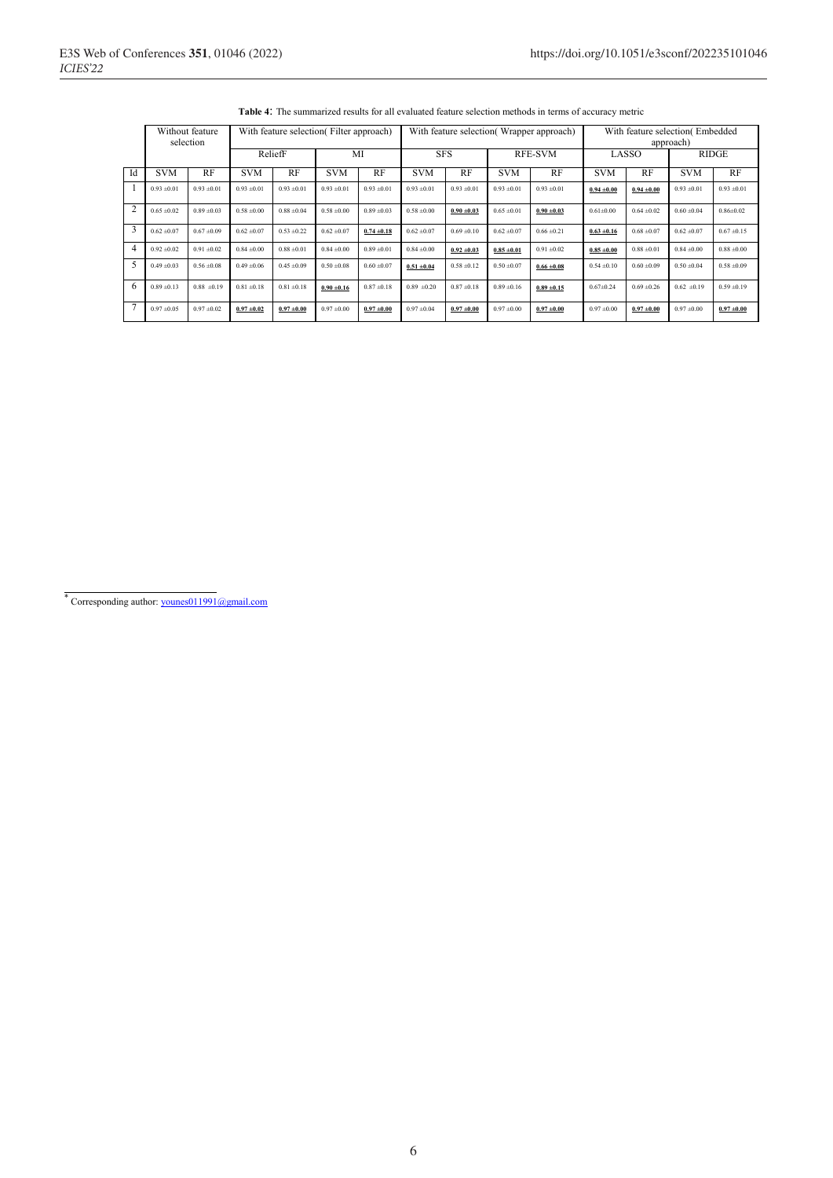**Table 4**: The summarized results for all evaluated feature selection methods in terms of accuracy metric

| | Without feature selection | | With feature selection( Filter approach) | | | | With feature selection( Wrapper approach) | | | | With feature selection( Embedded approach) | | | |
|---|---|---|---|---|---|---|---|---|---|---|---|---|---|---|
| | | | ReliefF | | MI | | SFS | | RFE-SVM | | LASSO | | RIDGE | |
| Id | SVM | RF | SVM | RF | SVM | RF | SVM | RF | SVM | RF | SVM | RF | SVM | RF |
| 1 | 0.93 ±0.01 | 0.93 ±0.01 | 0.93 ±0.01 | 0.93 ±0.01 | 0.93 ±0.01 | 0.93 ±0.01 | 0.93 ±0.01 | 0.93 ±0.01 | 0.93 ±0.01 | 0.93 ±0.01 | **0.94 ±0.00** | **0.94 ±0.00** | 0.93 ±0.01 | 0.93 ±0.01 |
| 2 | 0.65 ±0.02 | 0.89 ±0.03 | 0.58 ±0.00 | 0.88 ±0.04 | 0.58 ±0.00 | 0.89 ±0.03 | 0.58 ±0.00 | **0.90 ±0.03** | 0.65 ±0.01 | **0.90 ±0.03** | 0.61±0.00 | 0.64 ±0.02 | 0.60 ±0.04 | 0.86±0.02 |
| 3 | 0.62 ±0.07 | 0.67 ±0.09 | 0.62 ±0.07 | 0.53 ±0.22 | 0.62 ±0.07 | **0.74 ±0.18** | 0.62 ±0.07 | 0.69 ±0.10 | 0.62 ±0.07 | 0.66 ±0.21 | **0.63 ±0.16** | 0.68 ±0.07 | 0.62 ±0.07 | 0.67 ±0.15 |
| 4 | 0.92 ±0.02 | 0.91 ±0.02 | 0.84 ±0.00 | 0.88 ±0.01 | 0.84 ±0.00 | 0.89 ±0.01 | 0.84 ±0.00 | **0.92 ±0.03** | **0.85 ±0.01** | 0.91 ±0.02 | **0.85 ±0.00** | 0.88 ±0.01 | 0.84 ±0.00 | 0.88 ±0.00 |
| 5 | 0.49 ±0.03 | 0.56 ±0.08 | 0.49 ±0.06 | 0.45 ±0.09 | 0.50 ±0.08 | 0.60 ±0.07 | **0.51 ±0.04** | 0.58 ±0.12 | 0.50 ±0.07 | **0.66 ±0.08** | 0.54 ±0.10 | 0.60 ±0.09 | 0.50 ±0.04 | 0.58 ±0.09 |
| 6 | 0.89 ±0.13 | 0.88 ±0.19 | 0.81 ±0.18 | 0.81 ±0.18 | **0.90 ±0.16** | 0.87 ±0.18 | 0.89 ±0.20 | 0.87 ±0.18 | 0.89 ±0.16 | **0.89 ±0.15** | 0.67±0.24 | 0.69 ±0.26 | 0.62 ±0.19 | 0.59 ±0.19 |
| 7 | 0.97 ±0.05 | 0.97 ±0.02 | **0.97 ±0.02** | **0.97 ±0.00** | 0.97 ±0.00 | **0.97 ±0.00** | 0.97 ±0.04 | **0.97 ±0.00** | 0.97 ±0.00 | **0.97 ±0.00** | 0.97 ±0.00 | **0.97 ±0.00** | 0.97 ±0.00 | **0.97 ±0.00** |

* Corresponding author: younes011991@gmail.com